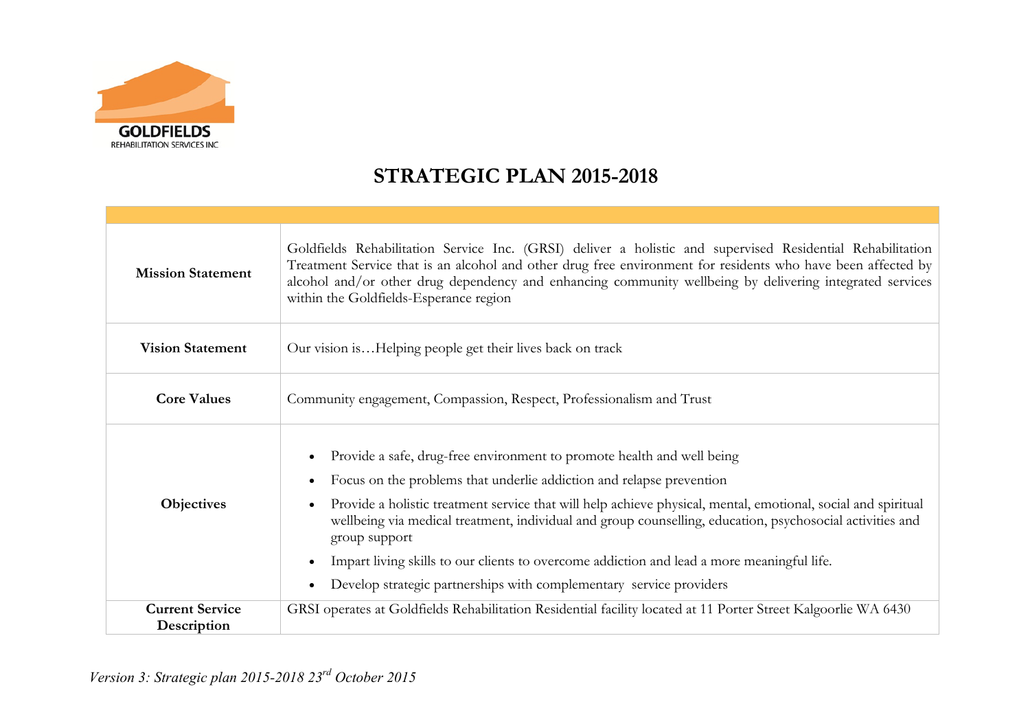GOLDFIELDS
REHABILITATION SERVICES INC

# STRATEGIC PLAN 2015-2018

| | |
|---|---|
| **Mission Statement** | Goldfields Rehabilitation Service Inc. (GRSI) deliver a holistic and supervised Residential Rehabilitation Treatment Service that is an alcohol and other drug free environment for residents who have been affected by alcohol and/or other drug dependency and enhancing community wellbeing by delivering integrated services within the Goldfields-Esperance region |
| **Vision Statement** | Our vision is…Helping people get their lives back on track |
| **Core Values** | Community engagement, Compassion, Respect, Professionalism and Trust |
| **Objectives** | • Provide a safe, drug-free environment to promote health and well being<br>• Focus on the problems that underlie addiction and relapse prevention<br>• Provide a holistic treatment service that will help achieve physical, mental, emotional, social and spiritual wellbeing via medical treatment, individual and group counselling, education, psychosocial activities and group support<br>• Impart living skills to our clients to overcome addiction and lead a more meaningful life.<br>• Develop strategic partnerships with complementary service providers |
| **Current Service Description** | GRSI operates at Goldfields Rehabilitation Residential facility located at 11 Porter Street Kalgoorlie WA 6430 |

*Version 3: Strategic plan 2015-2018 23rd October 2015*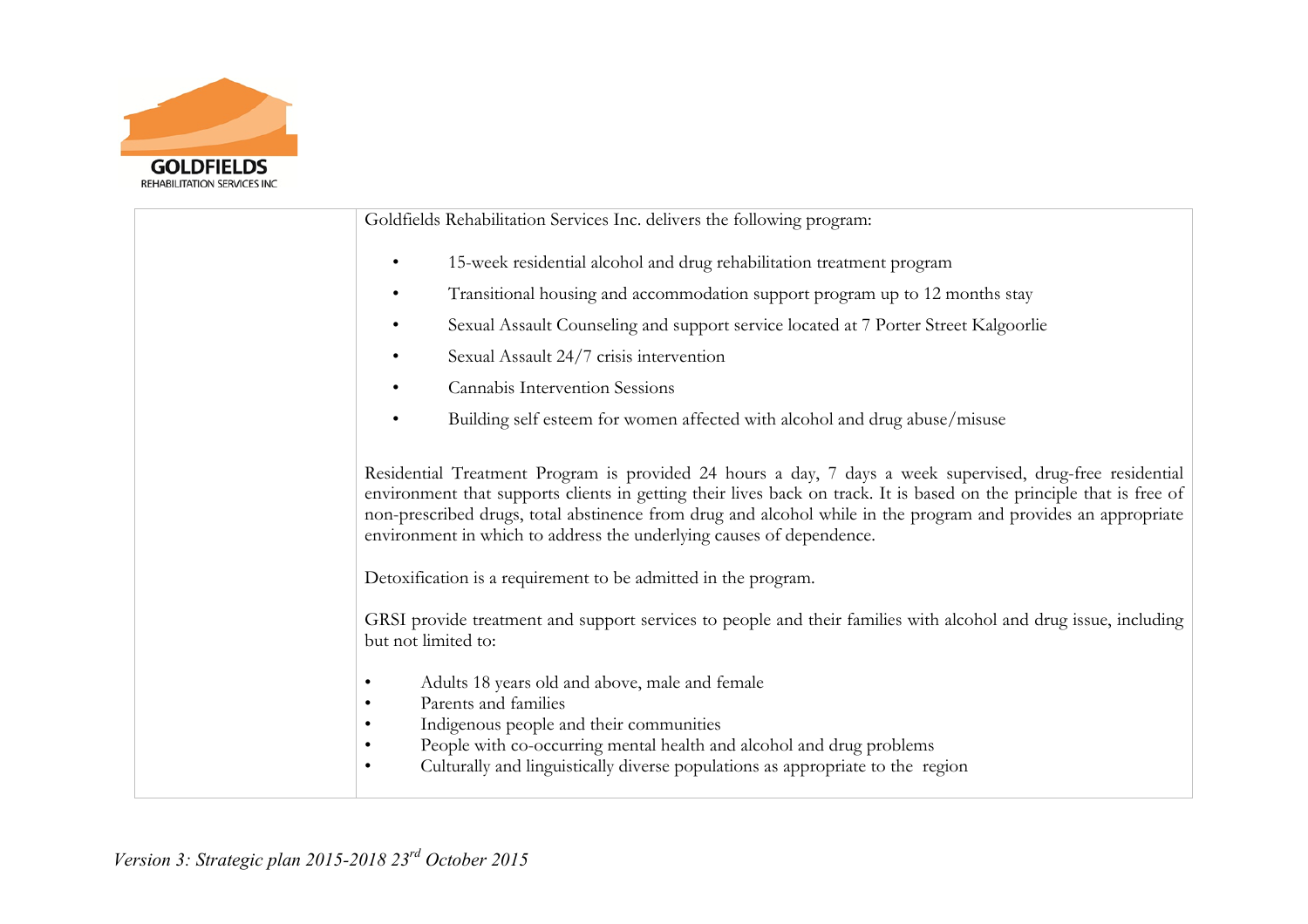Goldfields Rehabilitation Services Inc. delivers the following program:

- 15-week residential alcohol and drug rehabilitation treatment program
- Transitional housing and accommodation support program up to 12 months stay
- Sexual Assault Counseling and support service located at 7 Porter Street Kalgoorlie
- Sexual Assault 24/7 crisis intervention
- Cannabis Intervention Sessions
- Building self esteem for women affected with alcohol and drug abuse/misuse

Residential Treatment Program is provided 24 hours a day, 7 days a week supervised, drug-free residential environment that supports clients in getting their lives back on track. It is based on the principle that is free of non-prescribed drugs, total abstinence from drug and alcohol while in the program and provides an appropriate environment in which to address the underlying causes of dependence.

Detoxification is a requirement to be admitted in the program.

GRSI provide treatment and support services to people and their families with alcohol and drug issue, including but not limited to:

- Adults 18 years old and above, male and female
- Parents and families
- Indigenous people and their communities
- People with co-occurring mental health and alcohol and drug problems
- Culturally and linguistically diverse populations as appropriate to the region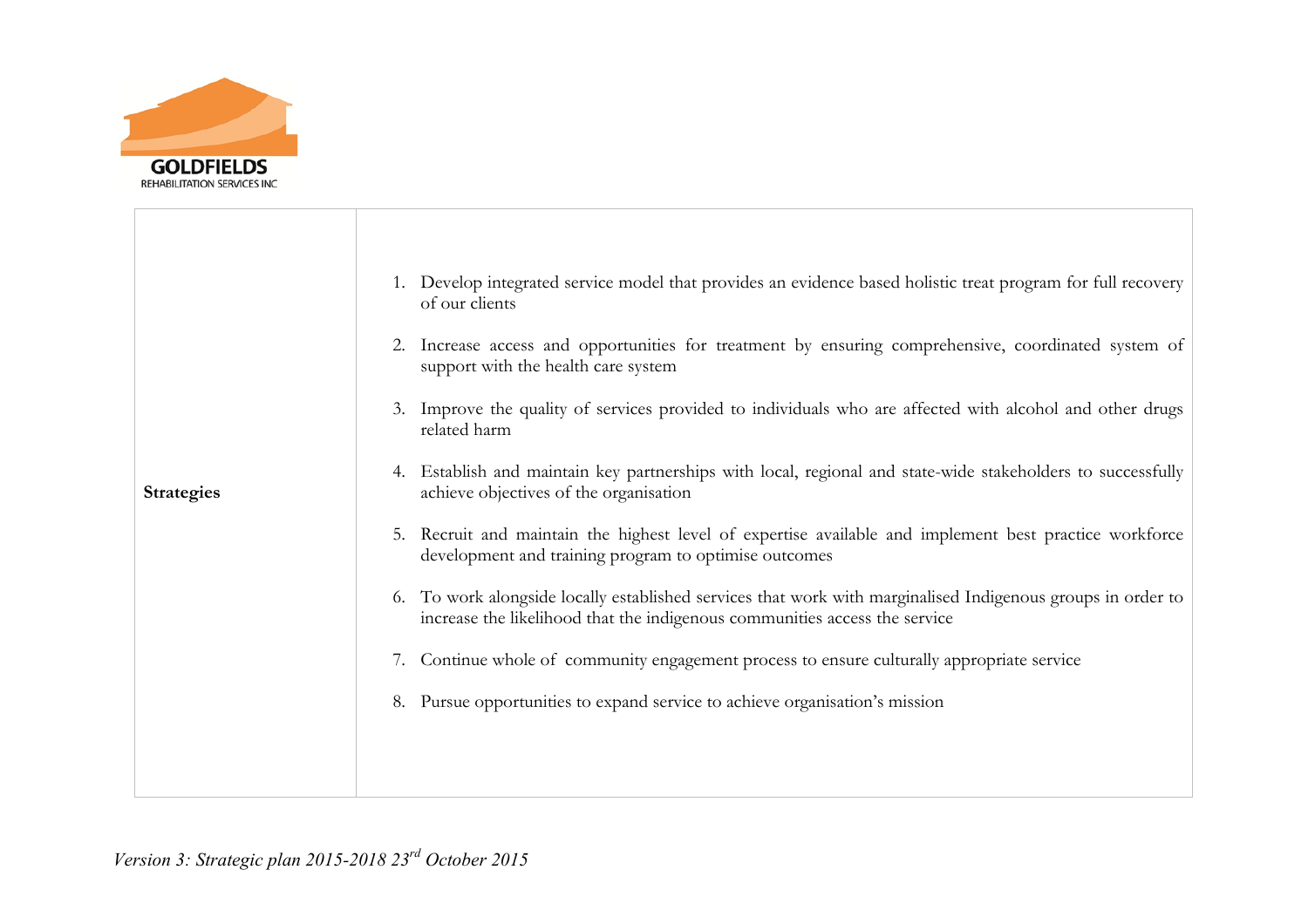| | |
|---|---|
| **Strategies** | 1. Develop integrated service model that provides an evidence based holistic treat program for full recovery of our clients<br><br>2. Increase access and opportunities for treatment by ensuring comprehensive, coordinated system of support with the health care system<br><br>3. Improve the quality of services provided to individuals who are affected with alcohol and other drugs related harm<br><br>4. Establish and maintain key partnerships with local, regional and state-wide stakeholders to successfully achieve objectives of the organisation<br><br>5. Recruit and maintain the highest level of expertise available and implement best practice workforce development and training program to optimise outcomes<br><br>6. To work alongside locally established services that work with marginalised Indigenous groups in order to increase the likelihood that the indigenous communities access the service<br><br>7. Continue whole of community engagement process to ensure culturally appropriate service<br><br>8. Pursue opportunities to expand service to achieve organisation's mission |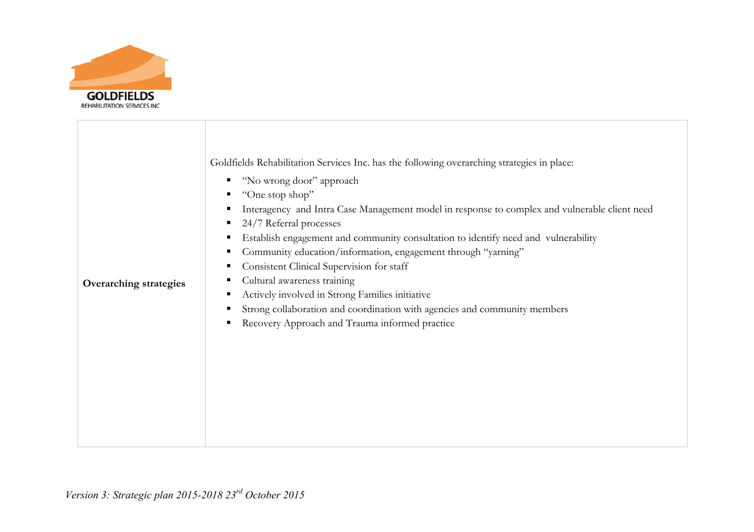| Overarching strategies | Goldfields Rehabilitation Services Inc. has the following overarching strategies in place:<br>▪ "No wrong door" approach<br>▪ "One stop shop"<br>▪ Interagency and Intra Case Management model in response to complex and vulnerable client need<br>▪ 24/7 Referral processes<br>▪ Establish engagement and community consultation to identify need and vulnerability<br>▪ Community education/information, engagement through "yarning"<br>▪ Consistent Clinical Supervision for staff<br>▪ Cultural awareness training<br>▪ Actively involved in Strong Families initiative<br>▪ Strong collaboration and coordination with agencies and community members<br>▪ Recovery Approach and Trauma informed practice |
|---|---|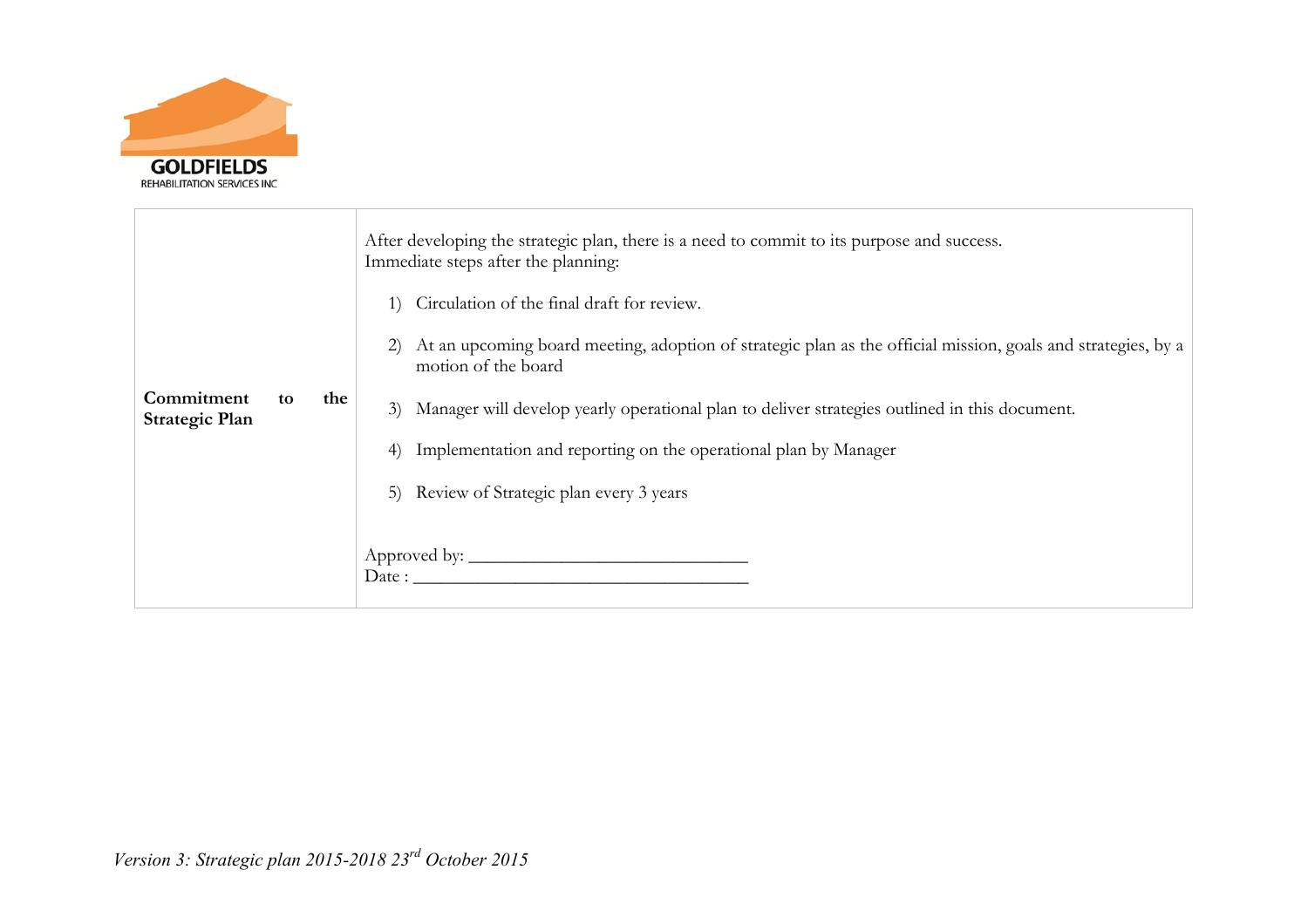| | |
|---|---|
| **Commitment to the Strategic Plan** | After developing the strategic plan, there is a need to commit to its purpose and success.<br>Immediate steps after the planning:<br><br>1) Circulation of the final draft for review.<br><br>2) At an upcoming board meeting, adoption of strategic plan as the official mission, goals and strategies, by a motion of the board<br><br>3) Manager will develop yearly operational plan to deliver strategies outlined in this document.<br><br>4) Implementation and reporting on the operational plan by Manager<br><br>5) Review of Strategic plan every 3 years<br><br>Approved by: ____________________________<br>Date : ___________________________________ |